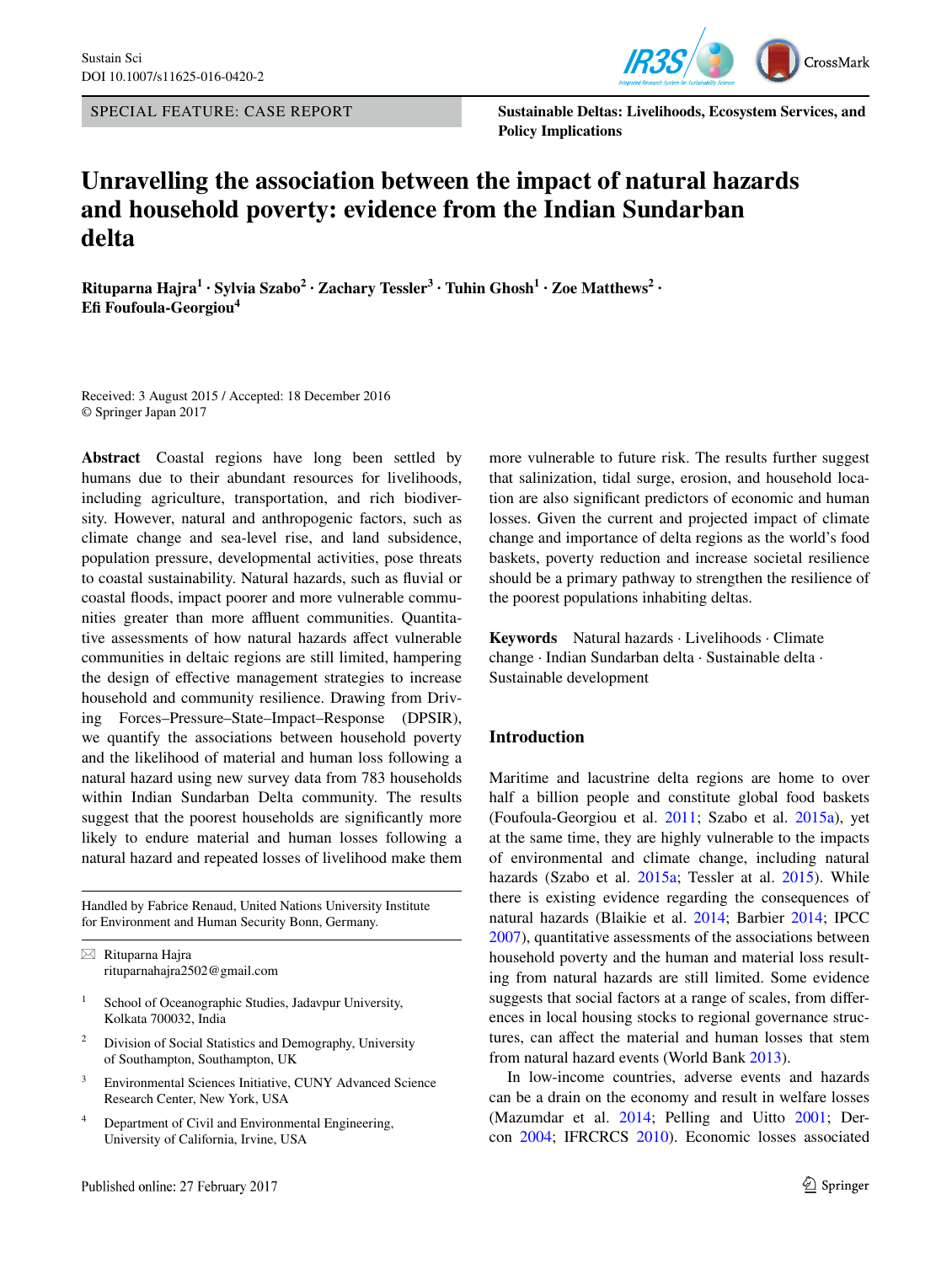SPECIAL FEATURE: CASE REPORT

**Sustainable Deltas: Livelihoods, Ecosystem Services, and Policy Implications**

# Unravelling the association between the impact of natural hazards and household poverty: evidence from the Indian Sundarban delta

**Rituparna Hajra[1] · Sylvia Szabo[2] · Zachary Tessler[3] · Tuhin Ghosh[1] · Zoe Matthews[2] · Efi Foufoula-Georgiou[4]**

Received: 3 August 2015 / Accepted: 18 December 2016
© Springer Japan 2017

**Abstract** Coastal regions have long been settled by humans due to their abundant resources for livelihoods, including agriculture, transportation, and rich biodiversity. However, natural and anthropogenic factors, such as climate change and sea-level rise, and land subsidence, population pressure, developmental activities, pose threats to coastal sustainability. Natural hazards, such as fluvial or coastal floods, impact poorer and more vulnerable communities greater than more affluent communities. Quantitative assessments of how natural hazards affect vulnerable communities in deltaic regions are still limited, hampering the design of effective management strategies to increase household and community resilience. Drawing from Driving Forces–Pressure–State–Impact–Response (DPSIR), we quantify the associations between household poverty and the likelihood of material and human loss following a natural hazard using new survey data from 783 households within Indian Sundarban Delta community. The results suggest that the poorest households are significantly more likely to endure material and human losses following a natural hazard and repeated losses of livelihood make them more vulnerable to future risk. The results further suggest that salinization, tidal surge, erosion, and household location are also significant predictors of economic and human losses. Given the current and projected impact of climate change and importance of delta regions as the world's food baskets, poverty reduction and increase societal resilience should be a primary pathway to strengthen the resilience of the poorest populations inhabiting deltas.

**Keywords** Natural hazards · Livelihoods · Climate change · Indian Sundarban delta · Sustainable delta · Sustainable development

Handled by Fabrice Renaud, United Nations University Institute for Environment and Human Security Bonn, Germany.

✉ Rituparna Hajra
rituparnahajra2502@gmail.com

[1] School of Oceanographic Studies, Jadavpur University, Kolkata 700032, India

[2] Division of Social Statistics and Demography, University of Southampton, Southampton, UK

[3] Environmental Sciences Initiative, CUNY Advanced Science Research Center, New York, USA

[4] Department of Civil and Environmental Engineering, University of California, Irvine, USA

## Introduction

Maritime and lacustrine delta regions are home to over half a billion people and constitute global food baskets (Foufoula-Georgiou et al. 2011; Szabo et al. 2015a), yet at the same time, they are highly vulnerable to the impacts of environmental and climate change, including natural hazards (Szabo et al. 2015a; Tessler at al. 2015). While there is existing evidence regarding the consequences of natural hazards (Blaikie et al. 2014; Barbier 2014; IPCC 2007), quantitative assessments of the associations between household poverty and the human and material loss resulting from natural hazards are still limited. Some evidence suggests that social factors at a range of scales, from differences in local housing stocks to regional governance structures, can affect the material and human losses that stem from natural hazard events (World Bank 2013).

In low-income countries, adverse events and hazards can be a drain on the economy and result in welfare losses (Mazumdar et al. 2014; Pelling and Uitto 2001; Dercon 2004; IFRCRCS 2010). Economic losses associated

Published online: 27 February 2017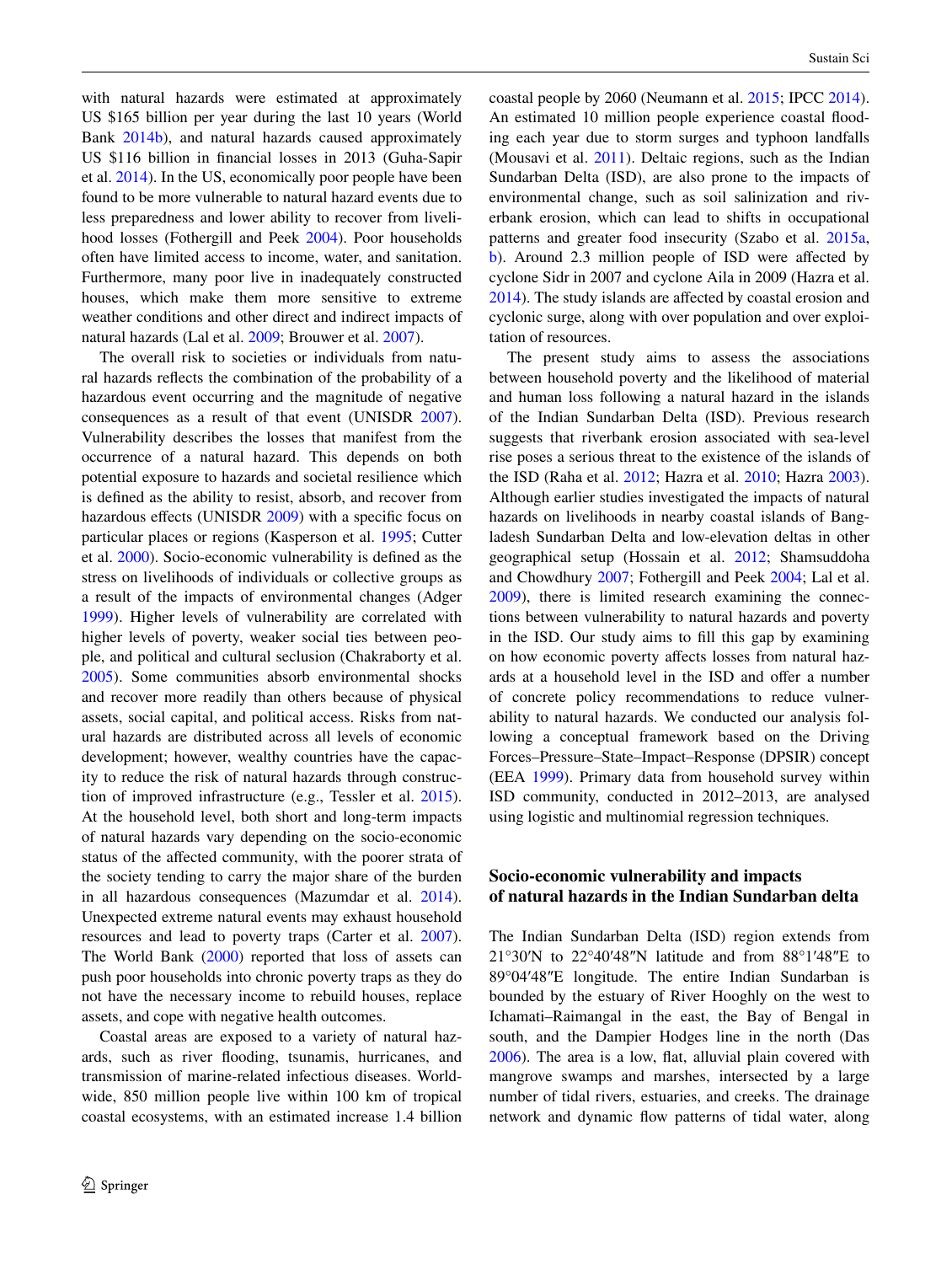with natural hazards were estimated at approximately US $165 billion per year during the last 10 years (World Bank 2014b), and natural hazards caused approximately US $116 billion in financial losses in 2013 (Guha-Sapir et al. 2014). In the US, economically poor people have been found to be more vulnerable to natural hazard events due to less preparedness and lower ability to recover from livelihood losses (Fothergill and Peek 2004). Poor households often have limited access to income, water, and sanitation. Furthermore, many poor live in inadequately constructed houses, which make them more sensitive to extreme weather conditions and other direct and indirect impacts of natural hazards (Lal et al. 2009; Brouwer et al. 2007).

The overall risk to societies or individuals from natural hazards reflects the combination of the probability of a hazardous event occurring and the magnitude of negative consequences as a result of that event (UNISDR 2007). Vulnerability describes the losses that manifest from the occurrence of a natural hazard. This depends on both potential exposure to hazards and societal resilience which is defined as the ability to resist, absorb, and recover from hazardous effects (UNISDR 2009) with a specific focus on particular places or regions (Kasperson et al. 1995; Cutter et al. 2000). Socio-economic vulnerability is defined as the stress on livelihoods of individuals or collective groups as a result of the impacts of environmental changes (Adger 1999). Higher levels of vulnerability are correlated with higher levels of poverty, weaker social ties between people, and political and cultural seclusion (Chakraborty et al. 2005). Some communities absorb environmental shocks and recover more readily than others because of physical assets, social capital, and political access. Risks from natural hazards are distributed across all levels of economic development; however, wealthy countries have the capacity to reduce the risk of natural hazards through construction of improved infrastructure (e.g., Tessler et al. 2015). At the household level, both short and long-term impacts of natural hazards vary depending on the socio-economic status of the affected community, with the poorer strata of the society tending to carry the major share of the burden in all hazardous consequences (Mazumdar et al. 2014). Unexpected extreme natural events may exhaust household resources and lead to poverty traps (Carter et al. 2007). The World Bank (2000) reported that loss of assets can push poor households into chronic poverty traps as they do not have the necessary income to rebuild houses, replace assets, and cope with negative health outcomes.

Coastal areas are exposed to a variety of natural hazards, such as river flooding, tsunamis, hurricanes, and transmission of marine-related infectious diseases. Worldwide, 850 million people live within 100 km of tropical coastal ecosystems, with an estimated increase 1.4 billion coastal people by 2060 (Neumann et al. 2015; IPCC 2014). An estimated 10 million people experience coastal flooding each year due to storm surges and typhoon landfalls (Mousavi et al. 2011). Deltaic regions, such as the Indian Sundarban Delta (ISD), are also prone to the impacts of environmental change, such as soil salinization and riverbank erosion, which can lead to shifts in occupational patterns and greater food insecurity (Szabo et al. 2015a, b). Around 2.3 million people of ISD were affected by cyclone Sidr in 2007 and cyclone Aila in 2009 (Hazra et al. 2014). The study islands are affected by coastal erosion and cyclonic surge, along with over population and over exploitation of resources.

The present study aims to assess the associations between household poverty and the likelihood of material and human loss following a natural hazard in the islands of the Indian Sundarban Delta (ISD). Previous research suggests that riverbank erosion associated with sea-level rise poses a serious threat to the existence of the islands of the ISD (Raha et al. 2012; Hazra et al. 2010; Hazra 2003). Although earlier studies investigated the impacts of natural hazards on livelihoods in nearby coastal islands of Bangladesh Sundarban Delta and low-elevation deltas in other geographical setup (Hossain et al. 2012; Shamsuddoha and Chowdhury 2007; Fothergill and Peek 2004; Lal et al. 2009), there is limited research examining the connections between vulnerability to natural hazards and poverty in the ISD. Our study aims to fill this gap by examining on how economic poverty affects losses from natural hazards at a household level in the ISD and offer a number of concrete policy recommendations to reduce vulnerability to natural hazards. We conducted our analysis following a conceptual framework based on the Driving Forces–Pressure–State–Impact–Response (DPSIR) concept (EEA 1999). Primary data from household survey within ISD community, conducted in 2012–2013, are analysed using logistic and multinomial regression techniques.

## Socio-economic vulnerability and impacts of natural hazards in the Indian Sundarban delta

The Indian Sundarban Delta (ISD) region extends from 21°30′N to 22°40′48″N latitude and from 88°1′48″E to 89°04′48″E longitude. The entire Indian Sundarban is bounded by the estuary of River Hooghly on the west to Ichamati–Raimangal in the east, the Bay of Bengal in south, and the Dampier Hodges line in the north (Das 2006). The area is a low, flat, alluvial plain covered with mangrove swamps and marshes, intersected by a large number of tidal rivers, estuaries, and creeks. The drainage network and dynamic flow patterns of tidal water, along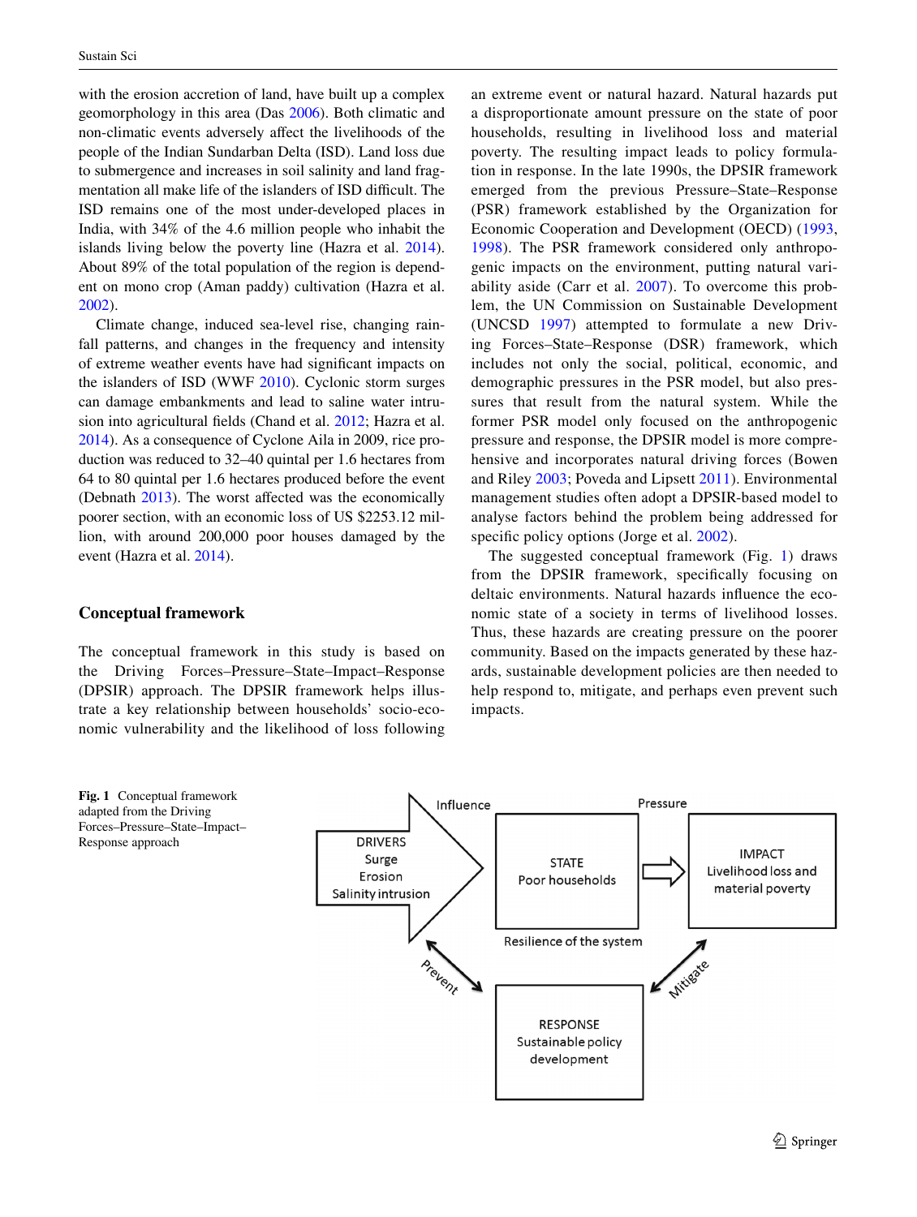with the erosion accretion of land, have built up a complex geomorphology in this area (Das 2006). Both climatic and non-climatic events adversely affect the livelihoods of the people of the Indian Sundarban Delta (ISD). Land loss due to submergence and increases in soil salinity and land fragmentation all make life of the islanders of ISD difficult. The ISD remains one of the most under-developed places in India, with 34% of the 4.6 million people who inhabit the islands living below the poverty line (Hazra et al. 2014). About 89% of the total population of the region is dependent on mono crop (Aman paddy) cultivation (Hazra et al. 2002).

Climate change, induced sea-level rise, changing rainfall patterns, and changes in the frequency and intensity of extreme weather events have had significant impacts on the islanders of ISD (WWF 2010). Cyclonic storm surges can damage embankments and lead to saline water intrusion into agricultural fields (Chand et al. 2012; Hazra et al. 2014). As a consequence of Cyclone Aila in 2009, rice production was reduced to 32–40 quintal per 1.6 hectares from 64 to 80 quintal per 1.6 hectares produced before the event (Debnath 2013). The worst affected was the economically poorer section, with an economic loss of US $2253.12 million, with around 200,000 poor houses damaged by the event (Hazra et al. 2014).

## Conceptual framework

The conceptual framework in this study is based on the Driving Forces–Pressure–State–Impact–Response (DPSIR) approach. The DPSIR framework helps illustrate a key relationship between households' socio-economic vulnerability and the likelihood of loss following an extreme event or natural hazard. Natural hazards put a disproportionate amount pressure on the state of poor households, resulting in livelihood loss and material poverty. The resulting impact leads to policy formulation in response. In the late 1990s, the DPSIR framework emerged from the previous Pressure–State–Response (PSR) framework established by the Organization for Economic Cooperation and Development (OECD) (1993, 1998). The PSR framework considered only anthropogenic impacts on the environment, putting natural variability aside (Carr et al. 2007). To overcome this problem, the UN Commission on Sustainable Development (UNCSD 1997) attempted to formulate a new Driving Forces–State–Response (DSR) framework, which includes not only the social, political, economic, and demographic pressures in the PSR model, but also pressures that result from the natural system. While the former PSR model only focused on the anthropogenic pressure and response, the DPSIR model is more comprehensive and incorporates natural driving forces (Bowen and Riley 2003; Poveda and Lipsett 2011). Environmental management studies often adopt a DPSIR-based model to analyse factors behind the problem being addressed for specific policy options (Jorge et al. 2002).

The suggested conceptual framework (Fig. 1) draws from the DPSIR framework, specifically focusing on deltaic environments. Natural hazards influence the economic state of a society in terms of livelihood losses. Thus, these hazards are creating pressure on the poorer community. Based on the impacts generated by these hazards, sustainable development policies are then needed to help respond to, mitigate, and perhaps even prevent such impacts.

DRIVERS: Surge, Erosion, Salinity intrusion → Influence → STATE: Poor households → Pressure → IMPACT: Livelihood loss and material poverty. Resilience of the system. RESPONSE: Sustainable policy development (Prevent ↔ DRIVERS; Mitigate ↔ IMPACT)

**Fig. 1** Conceptual framework adapted from the Driving Forces–Pressure–State–Impact–Response approach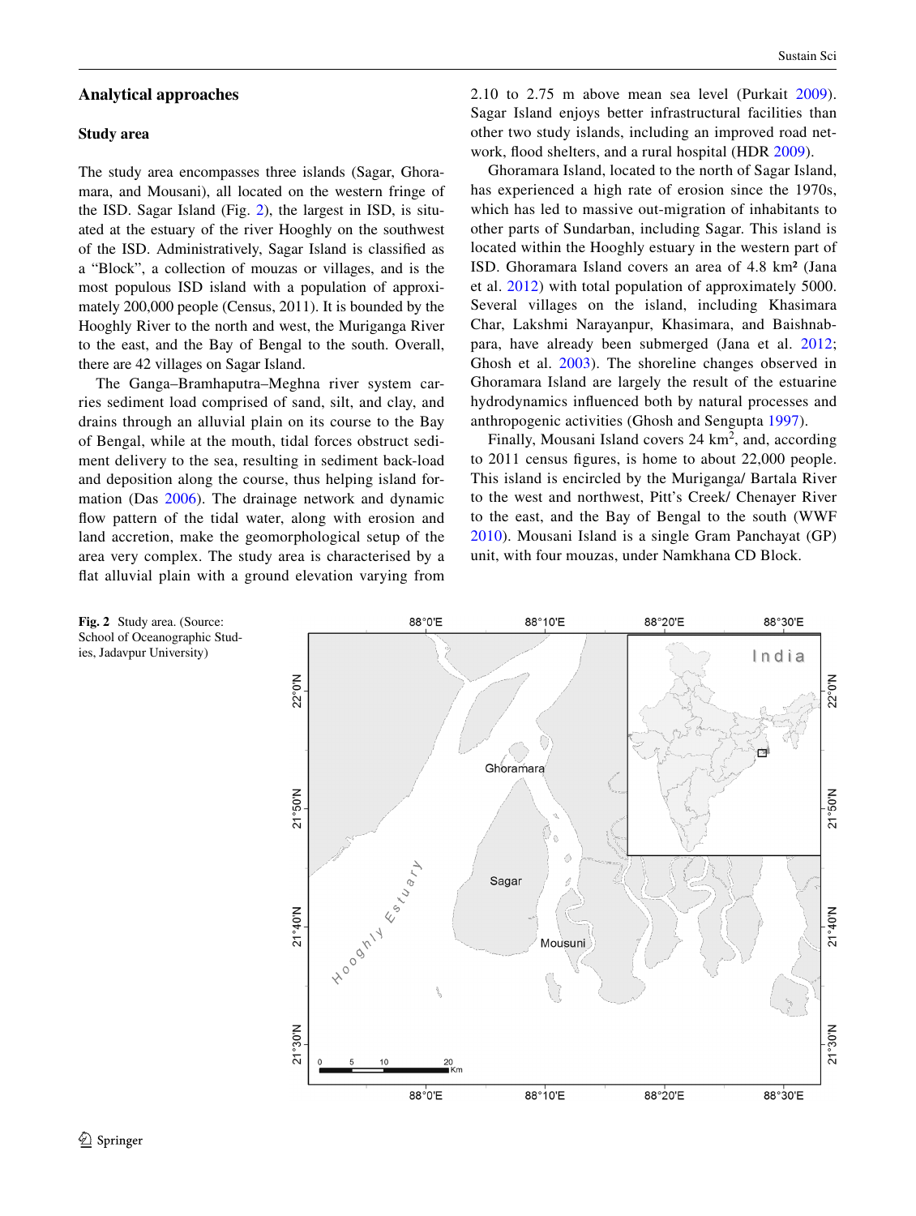## Analytical approaches

### Study area

The study area encompasses three islands (Sagar, Ghoramara, and Mousani), all located on the western fringe of the ISD. Sagar Island (Fig. 2), the largest in ISD, is situated at the estuary of the river Hooghly on the southwest of the ISD. Administratively, Sagar Island is classified as a "Block", a collection of mouzas or villages, and is the most populous ISD island with a population of approximately 200,000 people (Census, 2011). It is bounded by the Hooghly River to the north and west, the Muriganga River to the east, and the Bay of Bengal to the south. Overall, there are 42 villages on Sagar Island.

The Ganga–Bramhaputra–Meghna river system carries sediment load comprised of sand, silt, and clay, and drains through an alluvial plain on its course to the Bay of Bengal, while at the mouth, tidal forces obstruct sediment delivery to the sea, resulting in sediment back-load and deposition along the course, thus helping island formation (Das 2006). The drainage network and dynamic flow pattern of the tidal water, along with erosion and land accretion, make the geomorphological setup of the area very complex. The study area is characterised by a flat alluvial plain with a ground elevation varying from 2.10 to 2.75 m above mean sea level (Purkait 2009). Sagar Island enjoys better infrastructural facilities than other two study islands, including an improved road network, flood shelters, and a rural hospital (HDR 2009).

Ghoramara Island, located to the north of Sagar Island, has experienced a high rate of erosion since the 1970s, which has led to massive out-migration of inhabitants to other parts of Sundarban, including Sagar. This island is located within the Hooghly estuary in the western part of ISD. Ghoramara Island covers an area of 4.8 km² (Jana et al. 2012) with total population of approximately 5000. Several villages on the island, including Khasimara Char, Lakshmi Narayanpur, Khasimara, and Baishnabpara, have already been submerged (Jana et al. 2012; Ghosh et al. 2003). The shoreline changes observed in Ghoramara Island are largely the result of the estuarine hydrodynamics influenced both by natural processes and anthropogenic activities (Ghosh and Sengupta 1997).

Finally, Mousani Island covers 24 km$^2$, and, according to 2011 census figures, is home to about 22,000 people. This island is encircled by the Muriganga/ Bartala River to the west and northwest, Pitt's Creek/ Chenayer River to the east, and the Bay of Bengal to the south (WWF 2010). Mousani Island is a single Gram Panchayat (GP) unit, with four mouzas, under Namkhana CD Block.

**Fig. 2** Study area. (Source: School of Oceanographic Studies, Jadavpur University)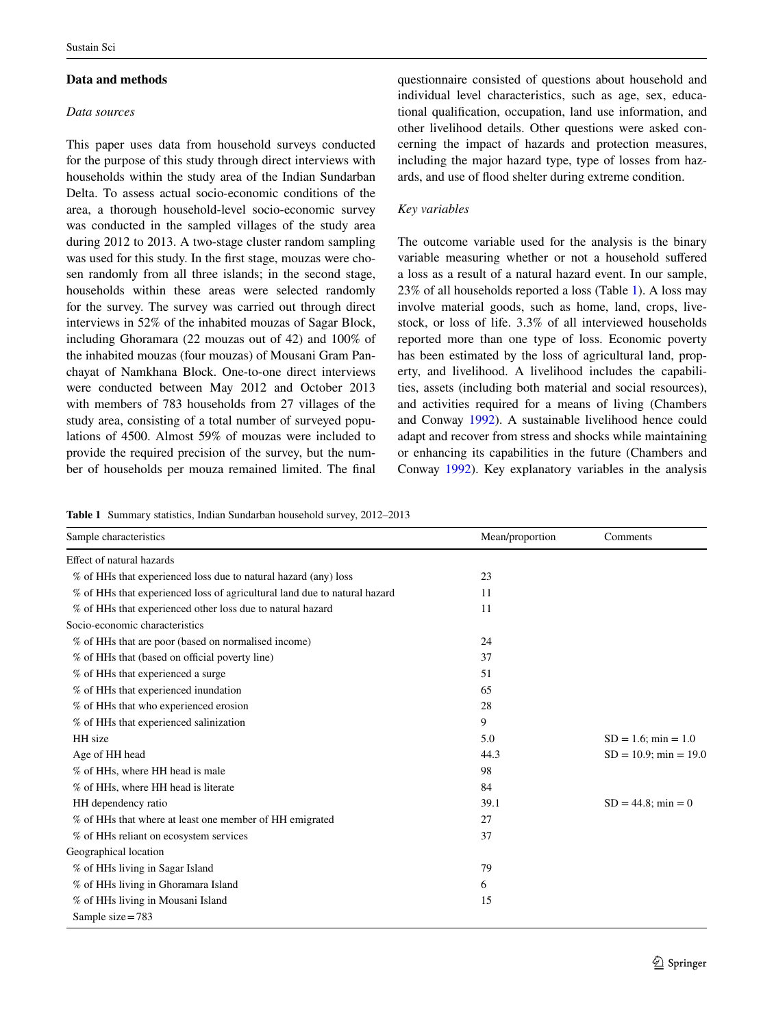## Data and methods

### *Data sources*

This paper uses data from household surveys conducted for the purpose of this study through direct interviews with households within the study area of the Indian Sundarban Delta. To assess actual socio-economic conditions of the area, a thorough household-level socio-economic survey was conducted in the sampled villages of the study area during 2012 to 2013. A two-stage cluster random sampling was used for this study. In the first stage, mouzas were chosen randomly from all three islands; in the second stage, households within these areas were selected randomly for the survey. The survey was carried out through direct interviews in 52% of the inhabited mouzas of Sagar Block, including Ghoramara (22 mouzas out of 42) and 100% of the inhabited mouzas (four mouzas) of Mousani Gram Panchayat of Namkhana Block. One-to-one direct interviews were conducted between May 2012 and October 2013 with members of 783 households from 27 villages of the study area, consisting of a total number of surveyed populations of 4500. Almost 59% of mouzas were included to provide the required precision of the survey, but the number of households per mouza remained limited. The final questionnaire consisted of questions about household and individual level characteristics, such as age, sex, educational qualification, occupation, land use information, and other livelihood details. Other questions were asked concerning the impact of hazards and protection measures, including the major hazard type, type of losses from hazards, and use of flood shelter during extreme condition.

### *Key variables*

The outcome variable used for the analysis is the binary variable measuring whether or not a household suffered a loss as a result of a natural hazard event. In our sample, 23% of all households reported a loss (Table 1). A loss may involve material goods, such as home, land, crops, livestock, or loss of life. 3.3% of all interviewed households reported more than one type of loss. Economic poverty has been estimated by the loss of agricultural land, property, and livelihood. A livelihood includes the capabilities, assets (including both material and social resources), and activities required for a means of living (Chambers and Conway 1992). A sustainable livelihood hence could adapt and recover from stress and shocks while maintaining or enhancing its capabilities in the future (Chambers and Conway 1992). Key explanatory variables in the analysis

**Table 1** Summary statistics, Indian Sundarban household survey, 2012–2013

| Sample characteristics | Mean/proportion | Comments |
|---|---|---|
| Effect of natural hazards | | |
| % of HHs that experienced loss due to natural hazard (any) loss | 23 | |
| % of HHs that experienced loss of agricultural land due to natural hazard | 11 | |
| % of HHs that experienced other loss due to natural hazard | 11 | |
| Socio-economic characteristics | | |
| % of HHs that are poor (based on normalised income) | 24 | |
| % of HHs that (based on official poverty line) | 37 | |
| % of HHs that experienced a surge | 51 | |
| % of HHs that experienced inundation | 65 | |
| % of HHs that who experienced erosion | 28 | |
| % of HHs that experienced salinization | 9 | |
| HH size | 5.0 | SD = 1.6; min = 1.0 |
| Age of HH head | 44.3 | SD = 10.9; min = 19.0 |
| % of HHs, where HH head is male | 98 | |
| % of HHs, where HH head is literate | 84 | |
| HH dependency ratio | 39.1 | SD = 44.8; min = 0 |
| % of HHs that where at least one member of HH emigrated | 27 | |
| % of HHs reliant on ecosystem services | 37 | |
| Geographical location | | |
| % of HHs living in Sagar Island | 79 | |
| % of HHs living in Ghoramara Island | 6 | |
| % of HHs living in Mousani Island | 15 | |
| Sample size = 783 | | |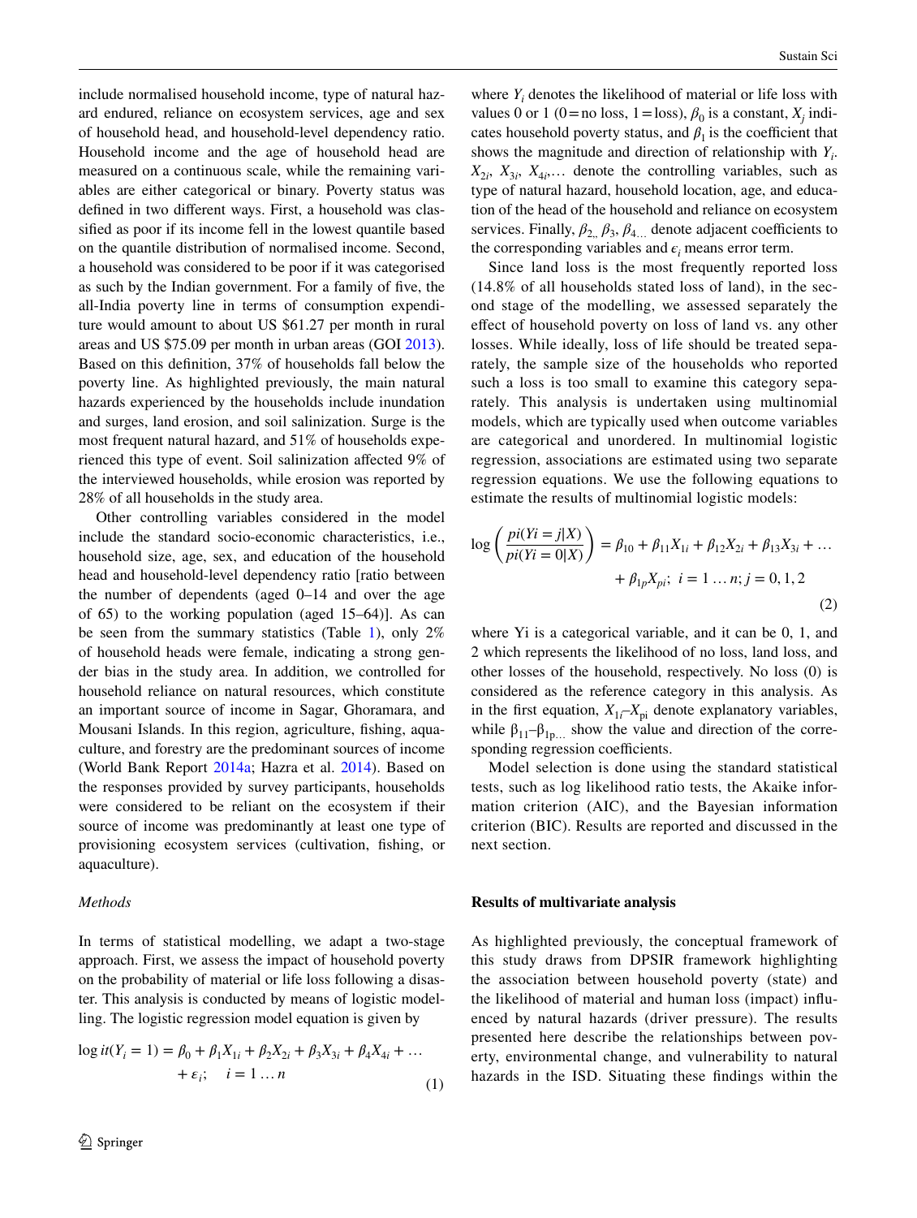include normalised household income, type of natural hazard endured, reliance on ecosystem services, age and sex of household head, and household-level dependency ratio. Household income and the age of household head are measured on a continuous scale, while the remaining variables are either categorical or binary. Poverty status was defined in two different ways. First, a household was classified as poor if its income fell in the lowest quantile based on the quantile distribution of normalised income. Second, a household was considered to be poor if it was categorised as such by the Indian government. For a family of five, the all-India poverty line in terms of consumption expenditure would amount to about US $61.27 per month in rural areas and US $75.09 per month in urban areas (GOI 2013). Based on this definition, 37% of households fall below the poverty line. As highlighted previously, the main natural hazards experienced by the households include inundation and surges, land erosion, and soil salinization. Surge is the most frequent natural hazard, and 51% of households experienced this type of event. Soil salinization affected 9% of the interviewed households, while erosion was reported by 28% of all households in the study area.

Other controlling variables considered in the model include the standard socio-economic characteristics, i.e., household size, age, sex, and education of the household head and household-level dependency ratio [ratio between the number of dependents (aged 0–14 and over the age of 65) to the working population (aged 15–64)]. As can be seen from the summary statistics (Table 1), only 2% of household heads were female, indicating a strong gender bias in the study area. In addition, we controlled for household reliance on natural resources, which constitute an important source of income in Sagar, Ghoramara, and Mousani Islands. In this region, agriculture, fishing, aquaculture, and forestry are the predominant sources of income (World Bank Report 2014a; Hazra et al. 2014). Based on the responses provided by survey participants, households were considered to be reliant on the ecosystem if their source of income was predominantly at least one type of provisioning ecosystem services (cultivation, fishing, or aquaculture).

*Methods*

In terms of statistical modelling, we adapt a two-stage approach. First, we assess the impact of household poverty on the probability of material or life loss following a disaster. This analysis is conducted by means of logistic modelling. The logistic regression model equation is given by

$$\log it(Y_i = 1) = \beta_0 + \beta_1 X_{1i} + \beta_2 X_{2i} + \beta_3 X_{3i} + \beta_4 X_{4i} + \ldots + \epsilon_i; \quad i = 1 \ldots n \tag{1}$$

where $Y_i$ denotes the likelihood of material or life loss with values 0 or 1 (0 = no loss, 1 = loss), $\beta_0$ is a constant, $X_j$ indicates household poverty status, and $\beta_1$ is the coefficient that shows the magnitude and direction of relationship with $Y_i$. $X_{2i}$, $X_{3i}$, $X_{4i}$,… denote the controlling variables, such as type of natural hazard, household location, age, and education of the head of the household and reliance on ecosystem services. Finally, $\beta_{2,}$, $\beta_3$, $\beta_{4\ldots}$ denote adjacent coefficients to the corresponding variables and $\epsilon_i$ means error term.

Since land loss is the most frequently reported loss (14.8% of all households stated loss of land), in the second stage of the modelling, we assessed separately the effect of household poverty on loss of land vs. any other losses. While ideally, loss of life should be treated separately, the sample size of the households who reported such a loss is too small to examine this category separately. This analysis is undertaken using multinomial models, which are typically used when outcome variables are categorical and unordered. In multinomial logistic regression, associations are estimated using two separate regression equations. We use the following equations to estimate the results of multinomial logistic models:

$$\log\left(\frac{pi(Yi = j|X)}{pi(Yi = 0|X)}\right) = \beta_{10} + \beta_{11} X_{1i} + \beta_{12} X_{2i} + \beta_{13} X_{3i} + \ldots + \beta_{1p} X_{pi}; \ i = 1 \ldots n; j = 0, 1, 2 \tag{2}$$

where Yi is a categorical variable, and it can be 0, 1, and 2 which represents the likelihood of no loss, land loss, and other losses of the household, respectively. No loss (0) is considered as the reference category in this analysis. As in the first equation, $X_{1i}$–$X_{pi}$ denote explanatory variables, while $\beta_{11}$–$\beta_{1p\ldots}$ show the value and direction of the corresponding regression coefficients.

Model selection is done using the standard statistical tests, such as log likelihood ratio tests, the Akaike information criterion (AIC), and the Bayesian information criterion (BIC). Results are reported and discussed in the next section.

## Results of multivariate analysis

As highlighted previously, the conceptual framework of this study draws from DPSIR framework highlighting the association between household poverty (state) and the likelihood of material and human loss (impact) influenced by natural hazards (driver pressure). The results presented here describe the relationships between poverty, environmental change, and vulnerability to natural hazards in the ISD. Situating these findings within the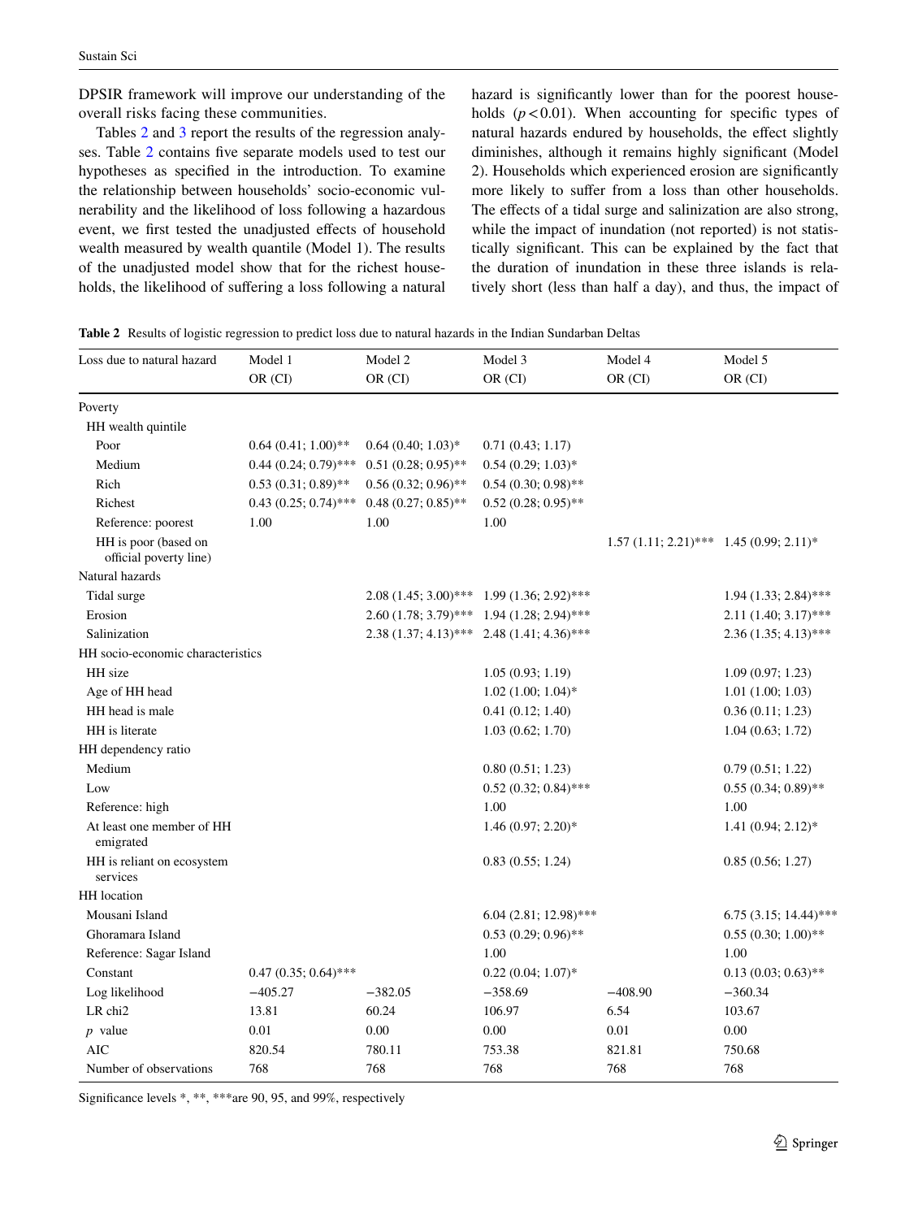DPSIR framework will improve our understanding of the overall risks facing these communities.

Tables 2 and 3 report the results of the regression analyses. Table 2 contains five separate models used to test our hypotheses as specified in the introduction. To examine the relationship between households' socio-economic vulnerability and the likelihood of loss following a hazardous event, we first tested the unadjusted effects of household wealth measured by wealth quantile (Model 1). The results of the unadjusted model show that for the richest households, the likelihood of suffering a loss following a natural hazard is significantly lower than for the poorest households ($p < 0.01$). When accounting for specific types of natural hazards endured by households, the effect slightly diminishes, although it remains highly significant (Model 2). Households which experienced erosion are significantly more likely to suffer from a loss than other households. The effects of a tidal surge and salinization are also strong, while the impact of inundation (not reported) is not statistically significant. This can be explained by the fact that the duration of inundation in these three islands is relatively short (less than half a day), and thus, the impact of

**Table 2** Results of logistic regression to predict loss due to natural hazards in the Indian Sundarban Deltas

| Loss due to natural hazard | Model 1<br>OR (CI) | Model 2<br>OR (CI) | Model 3<br>OR (CI) | Model 4<br>OR (CI) | Model 5<br>OR (CI) |
|---|---|---|---|---|---|
| Poverty | | | | | |
| HH wealth quintile | | | | | |
| Poor | 0.64 (0.41; 1.00)** | 0.64 (0.40; 1.03)* | 0.71 (0.43; 1.17) | | |
| Medium | 0.44 (0.24; 0.79)*** | 0.51 (0.28; 0.95)** | 0.54 (0.29; 1.03)* | | |
| Rich | 0.53 (0.31; 0.89)** | 0.56 (0.32; 0.96)** | 0.54 (0.30; 0.98)** | | |
| Richest | 0.43 (0.25; 0.74)*** | 0.48 (0.27; 0.85)** | 0.52 (0.28; 0.95)** | | |
| Reference: poorest | 1.00 | 1.00 | 1.00 | | |
| HH is poor (based on official poverty line) | | | | 1.57 (1.11; 2.21)*** | 1.45 (0.99; 2.11)* |
| Natural hazards | | | | | |
| Tidal surge | | 2.08 (1.45; 3.00)*** | 1.99 (1.36; 2.92)*** | | 1.94 (1.33; 2.84)*** |
| Erosion | | 2.60 (1.78; 3.79)*** | 1.94 (1.28; 2.94)*** | | 2.11 (1.40; 3.17)*** |
| Salinization | | 2.38 (1.37; 4.13)*** | 2.48 (1.41; 4.36)*** | | 2.36 (1.35; 4.13)*** |
| HH socio-economic characteristics | | | | | |
| HH size | | | 1.05 (0.93; 1.19) | | 1.09 (0.97; 1.23) |
| Age of HH head | | | 1.02 (1.00; 1.04)* | | 1.01 (1.00; 1.03) |
| HH head is male | | | 0.41 (0.12; 1.40) | | 0.36 (0.11; 1.23) |
| HH is literate | | | 1.03 (0.62; 1.70) | | 1.04 (0.63; 1.72) |
| HH dependency ratio | | | | | |
| Medium | | | 0.80 (0.51; 1.23) | | 0.79 (0.51; 1.22) |
| Low | | | 0.52 (0.32; 0.84)*** | | 0.55 (0.34; 0.89)** |
| Reference: high | | | 1.00 | | 1.00 |
| At least one member of HH emigrated | | | 1.46 (0.97; 2.20)* | | 1.41 (0.94; 2.12)* |
| HH is reliant on ecosystem services | | | 0.83 (0.55; 1.24) | | 0.85 (0.56; 1.27) |
| HH location | | | | | |
| Mousani Island | | | 6.04 (2.81; 12.98)*** | | 6.75 (3.15; 14.44)*** |
| Ghoramara Island | | | 0.53 (0.29; 0.96)** | | 0.55 (0.30; 1.00)** |
| Reference: Sagar Island | | | 1.00 | | 1.00 |
| Constant | 0.47 (0.35; 0.64)*** | | 0.22 (0.04; 1.07)* | | 0.13 (0.03; 0.63)** |
| Log likelihood | −405.27 | −382.05 | −358.69 | −408.90 | −360.34 |
| LR chi2 | 13.81 | 60.24 | 106.97 | 6.54 | 103.67 |
| *p* value | 0.01 | 0.00 | 0.00 | 0.01 | 0.00 |
| AIC | 820.54 | 780.11 | 753.38 | 821.81 | 750.68 |
| Number of observations | 768 | 768 | 768 | 768 | 768 |

Significance levels *, **, ***are 90, 95, and 99%, respectively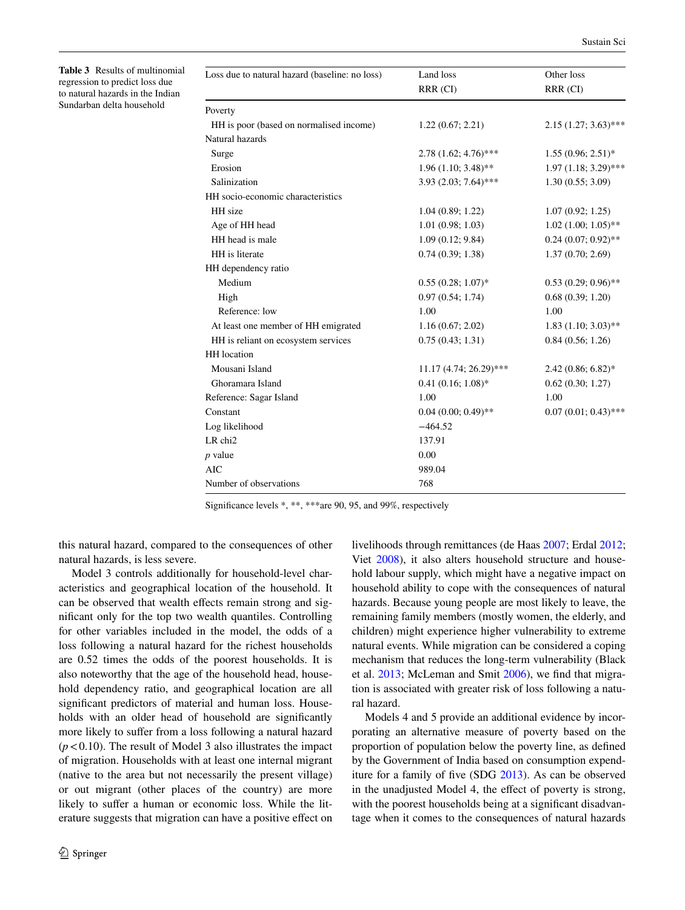**Table 3** Results of multinomial regression to predict loss due to natural hazards in the Indian Sundarban delta household

| Loss due to natural hazard (baseline: no loss) | Land loss RRR (CI) | Other loss RRR (CI) |
|---|---|---|
| Poverty | | |
| HH is poor (based on normalised income) | 1.22 (0.67; 2.21) | 2.15 (1.27; 3.63)*** |
| Natural hazards | | |
| Surge | 2.78 (1.62; 4.76)*** | 1.55 (0.96; 2.51)* |
| Erosion | 1.96 (1.10; 3.48)** | 1.97 (1.18; 3.29)*** |
| Salinization | 3.93 (2.03; 7.64)*** | 1.30 (0.55; 3.09) |
| HH socio-economic characteristics | | |
| HH size | 1.04 (0.89; 1.22) | 1.07 (0.92; 1.25) |
| Age of HH head | 1.01 (0.98; 1.03) | 1.02 (1.00; 1.05)** |
| HH head is male | 1.09 (0.12; 9.84) | 0.24 (0.07; 0.92)** |
| HH is literate | 0.74 (0.39; 1.38) | 1.37 (0.70; 2.69) |
| HH dependency ratio | | |
| Medium | 0.55 (0.28; 1.07)* | 0.53 (0.29; 0.96)** |
| High | 0.97 (0.54; 1.74) | 0.68 (0.39; 1.20) |
| Reference: low | 1.00 | 1.00 |
| At least one member of HH emigrated | 1.16 (0.67; 2.02) | 1.83 (1.10; 3.03)** |
| HH is reliant on ecosystem services | 0.75 (0.43; 1.31) | 0.84 (0.56; 1.26) |
| HH location | | |
| Mousani Island | 11.17 (4.74; 26.29)*** | 2.42 (0.86; 6.82)* |
| Ghoramara Island | 0.41 (0.16; 1.08)* | 0.62 (0.30; 1.27) |
| Reference: Sagar Island | 1.00 | 1.00 |
| Constant | 0.04 (0.00; 0.49)** | 0.07 (0.01; 0.43)*** |
| Log likelihood | −464.52 | |
| LR chi2 | 137.91 | |
| *p* value | 0.00 | |
| AIC | 989.04 | |
| Number of observations | 768 | |

Significance levels *, **, ***are 90, 95, and 99%, respectively

this natural hazard, compared to the consequences of other natural hazards, is less severe.

Model 3 controls additionally for household-level characteristics and geographical location of the household. It can be observed that wealth effects remain strong and significant only for the top two wealth quantiles. Controlling for other variables included in the model, the odds of a loss following a natural hazard for the richest households are 0.52 times the odds of the poorest households. It is also noteworthy that the age of the household head, household dependency ratio, and geographical location are all significant predictors of material and human loss. Households with an older head of household are significantly more likely to suffer from a loss following a natural hazard ($p < 0.10$). The result of Model 3 also illustrates the impact of migration. Households with at least one internal migrant (native to the area but not necessarily the present village) or out migrant (other places of the country) are more likely to suffer a human or economic loss. While the literature suggests that migration can have a positive effect on livelihoods through remittances (de Haas 2007; Erdal 2012; Viet 2008), it also alters household structure and household labour supply, which might have a negative impact on household ability to cope with the consequences of natural hazards. Because young people are most likely to leave, the remaining family members (mostly women, the elderly, and children) might experience higher vulnerability to extreme natural events. While migration can be considered a coping mechanism that reduces the long-term vulnerability (Black et al. 2013; McLeman and Smit 2006), we find that migration is associated with greater risk of loss following a natural hazard.

Models 4 and 5 provide an additional evidence by incorporating an alternative measure of poverty based on the proportion of population below the poverty line, as defined by the Government of India based on consumption expenditure for a family of five (SDG 2013). As can be observed in the unadjusted Model 4, the effect of poverty is strong, with the poorest households being at a significant disadvantage when it comes to the consequences of natural hazards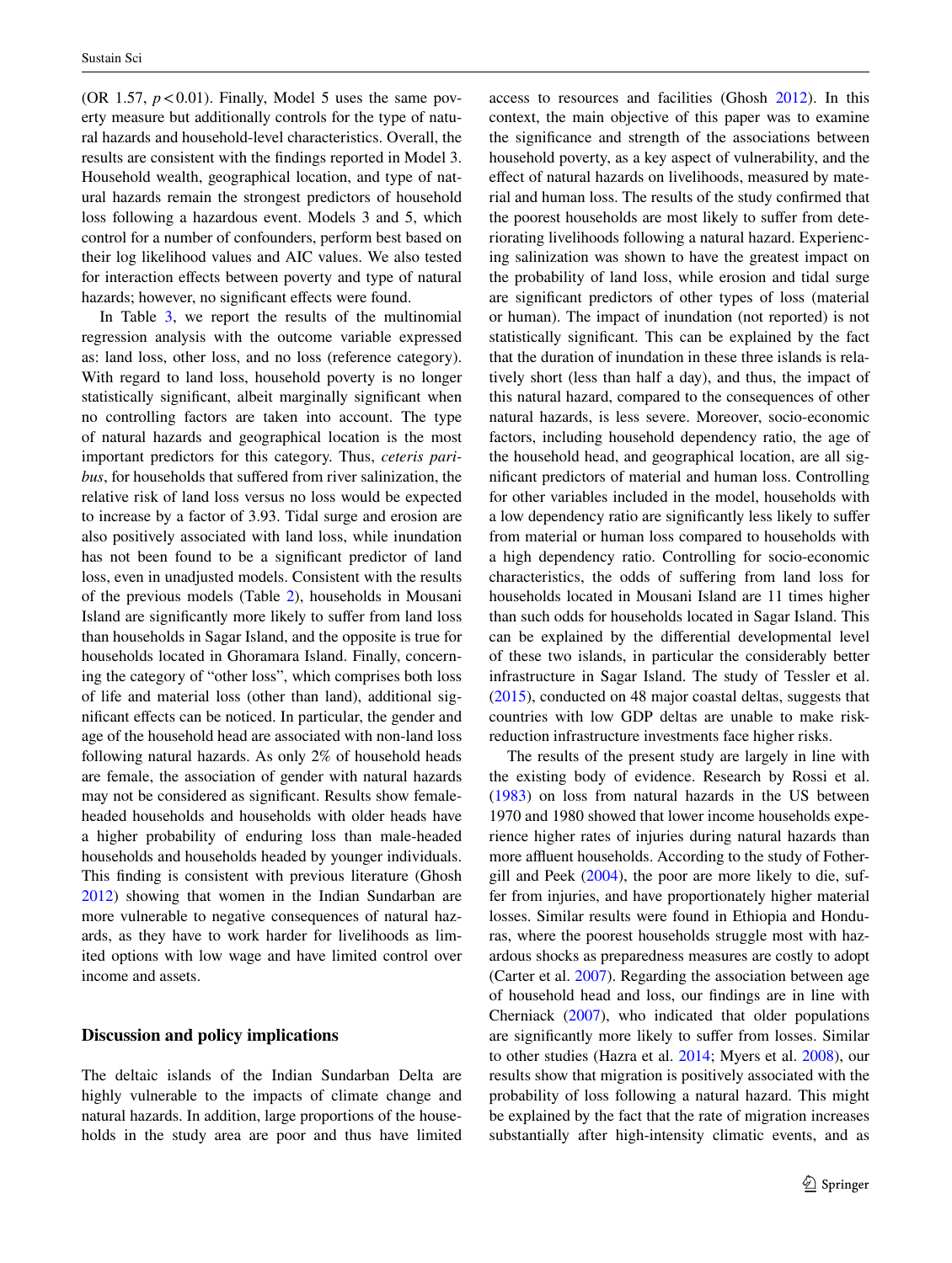(OR 1.57, $p < 0.01$). Finally, Model 5 uses the same poverty measure but additionally controls for the type of natural hazards and household-level characteristics. Overall, the results are consistent with the findings reported in Model 3. Household wealth, geographical location, and type of natural hazards remain the strongest predictors of household loss following a hazardous event. Models 3 and 5, which control for a number of confounders, perform best based on their log likelihood values and AIC values. We also tested for interaction effects between poverty and type of natural hazards; however, no significant effects were found.

In Table 3, we report the results of the multinomial regression analysis with the outcome variable expressed as: land loss, other loss, and no loss (reference category). With regard to land loss, household poverty is no longer statistically significant, albeit marginally significant when no controlling factors are taken into account. The type of natural hazards and geographical location is the most important predictors for this category. Thus, *ceteris paribus*, for households that suffered from river salinization, the relative risk of land loss versus no loss would be expected to increase by a factor of 3.93. Tidal surge and erosion are also positively associated with land loss, while inundation has not been found to be a significant predictor of land loss, even in unadjusted models. Consistent with the results of the previous models (Table 2), households in Mousani Island are significantly more likely to suffer from land loss than households in Sagar Island, and the opposite is true for households located in Ghoramara Island. Finally, concerning the category of "other loss", which comprises both loss of life and material loss (other than land), additional significant effects can be noticed. In particular, the gender and age of the household head are associated with non-land loss following natural hazards. As only 2% of household heads are female, the association of gender with natural hazards may not be considered as significant. Results show female-headed households and households with older heads have a higher probability of enduring loss than male-headed households and households headed by younger individuals. This finding is consistent with previous literature (Ghosh 2012) showing that women in the Indian Sundarban are more vulnerable to negative consequences of natural hazards, as they have to work harder for livelihoods as limited options with low wage and have limited control over income and assets.

## Discussion and policy implications

The deltaic islands of the Indian Sundarban Delta are highly vulnerable to the impacts of climate change and natural hazards. In addition, large proportions of the households in the study area are poor and thus have limited access to resources and facilities (Ghosh 2012). In this context, the main objective of this paper was to examine the significance and strength of the associations between household poverty, as a key aspect of vulnerability, and the effect of natural hazards on livelihoods, measured by material and human loss. The results of the study confirmed that the poorest households are most likely to suffer from deteriorating livelihoods following a natural hazard. Experiencing salinization was shown to have the greatest impact on the probability of land loss, while erosion and tidal surge are significant predictors of other types of loss (material or human). The impact of inundation (not reported) is not statistically significant. This can be explained by the fact that the duration of inundation in these three islands is relatively short (less than half a day), and thus, the impact of this natural hazard, compared to the consequences of other natural hazards, is less severe. Moreover, socio-economic factors, including household dependency ratio, the age of the household head, and geographical location, are all significant predictors of material and human loss. Controlling for other variables included in the model, households with a low dependency ratio are significantly less likely to suffer from material or human loss compared to households with a high dependency ratio. Controlling for socio-economic characteristics, the odds of suffering from land loss for households located in Mousani Island are 11 times higher than such odds for households located in Sagar Island. This can be explained by the differential developmental level of these two islands, in particular the considerably better infrastructure in Sagar Island. The study of Tessler et al. (2015), conducted on 48 major coastal deltas, suggests that countries with low GDP deltas are unable to make risk-reduction infrastructure investments face higher risks.

The results of the present study are largely in line with the existing body of evidence. Research by Rossi et al. (1983) on loss from natural hazards in the US between 1970 and 1980 showed that lower income households experience higher rates of injuries during natural hazards than more affluent households. According to the study of Fothergill and Peek (2004), the poor are more likely to die, suffer from injuries, and have proportionately higher material losses. Similar results were found in Ethiopia and Honduras, where the poorest households struggle most with hazardous shocks as preparedness measures are costly to adopt (Carter et al. 2007). Regarding the association between age of household head and loss, our findings are in line with Cherniack (2007), who indicated that older populations are significantly more likely to suffer from losses. Similar to other studies (Hazra et al. 2014; Myers et al. 2008), our results show that migration is positively associated with the probability of loss following a natural hazard. This might be explained by the fact that the rate of migration increases substantially after high-intensity climatic events, and as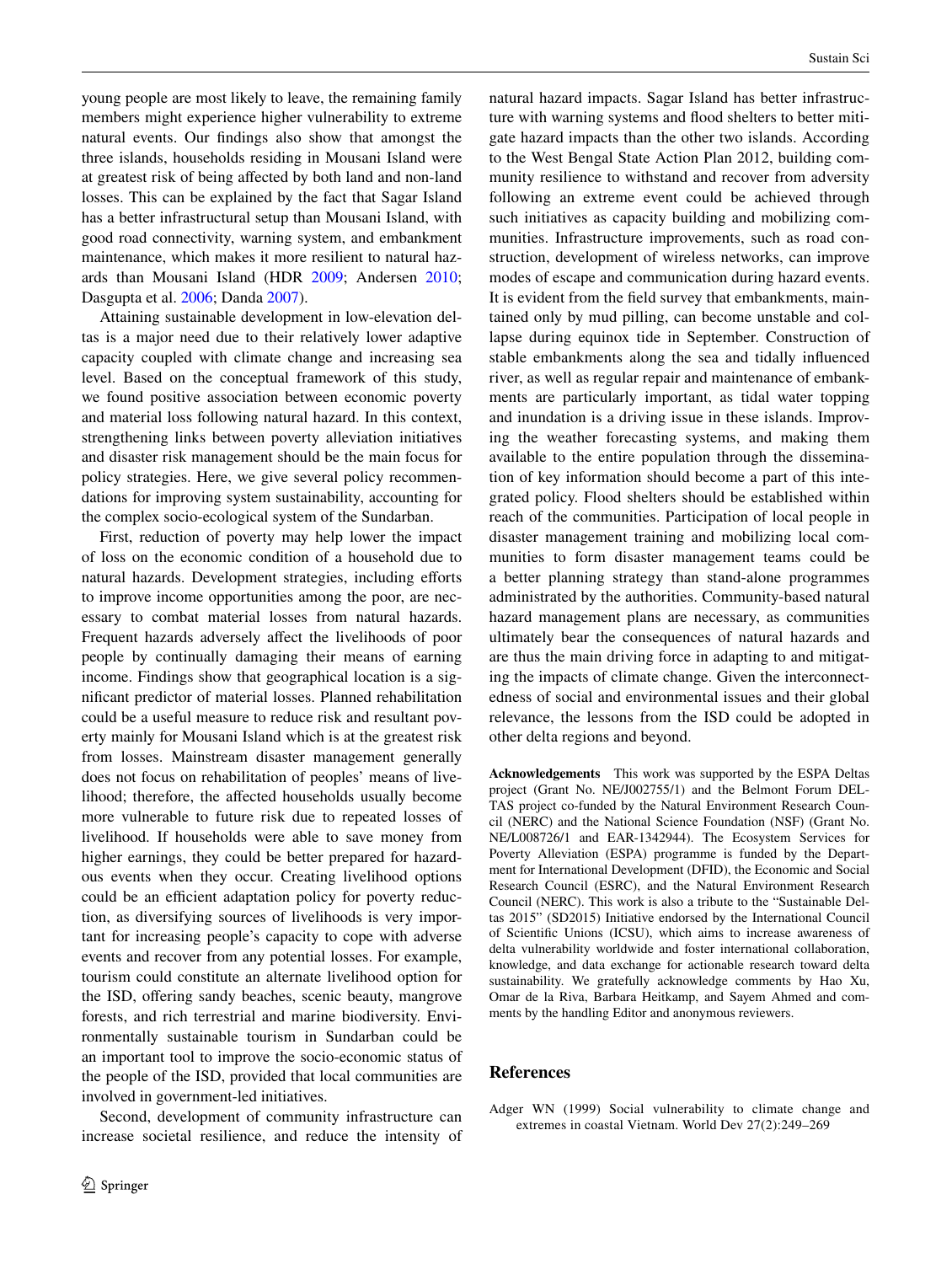young people are most likely to leave, the remaining family members might experience higher vulnerability to extreme natural events. Our findings also show that amongst the three islands, households residing in Mousani Island were at greatest risk of being affected by both land and non-land losses. This can be explained by the fact that Sagar Island has a better infrastructural setup than Mousani Island, with good road connectivity, warning system, and embankment maintenance, which makes it more resilient to natural hazards than Mousani Island (HDR 2009; Andersen 2010; Dasgupta et al. 2006; Danda 2007).

Attaining sustainable development in low-elevation deltas is a major need due to their relatively lower adaptive capacity coupled with climate change and increasing sea level. Based on the conceptual framework of this study, we found positive association between economic poverty and material loss following natural hazard. In this context, strengthening links between poverty alleviation initiatives and disaster risk management should be the main focus for policy strategies. Here, we give several policy recommendations for improving system sustainability, accounting for the complex socio-ecological system of the Sundarban.

First, reduction of poverty may help lower the impact of loss on the economic condition of a household due to natural hazards. Development strategies, including efforts to improve income opportunities among the poor, are necessary to combat material losses from natural hazards. Frequent hazards adversely affect the livelihoods of poor people by continually damaging their means of earning income. Findings show that geographical location is a significant predictor of material losses. Planned rehabilitation could be a useful measure to reduce risk and resultant poverty mainly for Mousani Island which is at the greatest risk from losses. Mainstream disaster management generally does not focus on rehabilitation of peoples' means of livelihood; therefore, the affected households usually become more vulnerable to future risk due to repeated losses of livelihood. If households were able to save money from higher earnings, they could be better prepared for hazardous events when they occur. Creating livelihood options could be an efficient adaptation policy for poverty reduction, as diversifying sources of livelihoods is very important for increasing people's capacity to cope with adverse events and recover from any potential losses. For example, tourism could constitute an alternate livelihood option for the ISD, offering sandy beaches, scenic beauty, mangrove forests, and rich terrestrial and marine biodiversity. Environmentally sustainable tourism in Sundarban could be an important tool to improve the socio-economic status of the people of the ISD, provided that local communities are involved in government-led initiatives.

Second, development of community infrastructure can increase societal resilience, and reduce the intensity of natural hazard impacts. Sagar Island has better infrastructure with warning systems and flood shelters to better mitigate hazard impacts than the other two islands. According to the West Bengal State Action Plan 2012, building community resilience to withstand and recover from adversity following an extreme event could be achieved through such initiatives as capacity building and mobilizing communities. Infrastructure improvements, such as road construction, development of wireless networks, can improve modes of escape and communication during hazard events. It is evident from the field survey that embankments, maintained only by mud pilling, can become unstable and collapse during equinox tide in September. Construction of stable embankments along the sea and tidally influenced river, as well as regular repair and maintenance of embankments are particularly important, as tidal water topping and inundation is a driving issue in these islands. Improving the weather forecasting systems, and making them available to the entire population through the dissemination of key information should become a part of this integrated policy. Flood shelters should be established within reach of the communities. Participation of local people in disaster management training and mobilizing local communities to form disaster management teams could be a better planning strategy than stand-alone programmes administrated by the authorities. Community-based natural hazard management plans are necessary, as communities ultimately bear the consequences of natural hazards and are thus the main driving force in adapting to and mitigating the impacts of climate change. Given the interconnectedness of social and environmental issues and their global relevance, the lessons from the ISD could be adopted in other delta regions and beyond.

**Acknowledgements** This work was supported by the ESPA Deltas project (Grant No. NE/J002755/1) and the Belmont Forum DELTAS project co-funded by the Natural Environment Research Council (NERC) and the National Science Foundation (NSF) (Grant No. NE/L008726/1 and EAR-1342944). The Ecosystem Services for Poverty Alleviation (ESPA) programme is funded by the Department for International Development (DFID), the Economic and Social Research Council (ESRC), and the Natural Environment Research Council (NERC). This work is also a tribute to the "Sustainable Deltas 2015" (SD2015) Initiative endorsed by the International Council of Scientific Unions (ICSU), which aims to increase awareness of delta vulnerability worldwide and foster international collaboration, knowledge, and data exchange for actionable research toward delta sustainability. We gratefully acknowledge comments by Hao Xu, Omar de la Riva, Barbara Heitkamp, and Sayem Ahmed and comments by the handling Editor and anonymous reviewers.

## References

Adger WN (1999) Social vulnerability to climate change and extremes in coastal Vietnam. World Dev 27(2):249–269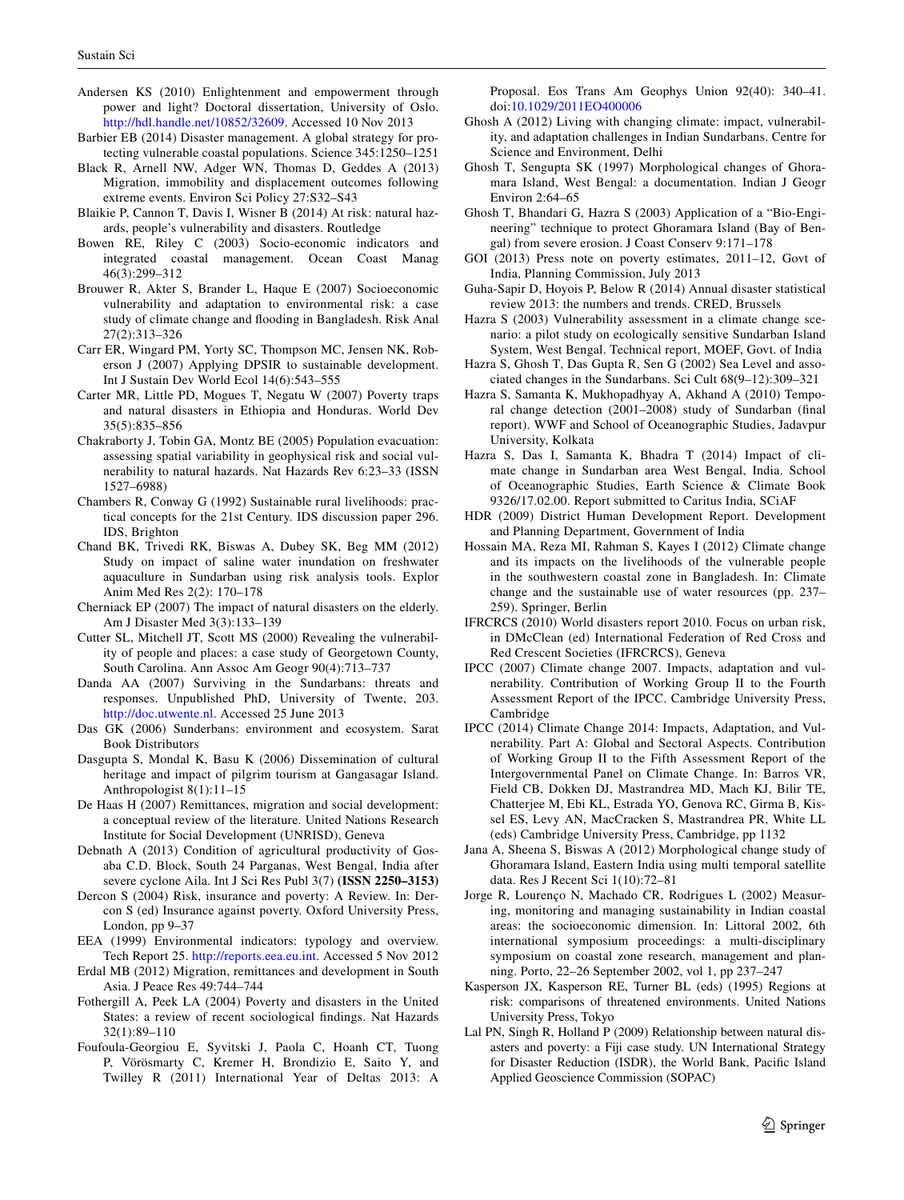Andersen KS (2010) Enlightenment and empowerment through power and light? Doctoral dissertation, University of Oslo. http://hdl.handle.net/10852/32609. Accessed 10 Nov 2013

Barbier EB (2014) Disaster management. A global strategy for protecting vulnerable coastal populations. Science 345:1250–1251

Black R, Arnell NW, Adger WN, Thomas D, Geddes A (2013) Migration, immobility and displacement outcomes following extreme events. Environ Sci Policy 27:S32–S43

Blaikie P, Cannon T, Davis I, Wisner B (2014) At risk: natural hazards, people's vulnerability and disasters. Routledge

Bowen RE, Riley C (2003) Socio-economic indicators and integrated coastal management. Ocean Coast Manag 46(3):299–312

Brouwer R, Akter S, Brander L, Haque E (2007) Socioeconomic vulnerability and adaptation to environmental risk: a case study of climate change and flooding in Bangladesh. Risk Anal 27(2):313–326

Carr ER, Wingard PM, Yorty SC, Thompson MC, Jensen NK, Roberson J (2007) Applying DPSIR to sustainable development. Int J Sustain Dev World Ecol 14(6):543–555

Carter MR, Little PD, Mogues T, Negatu W (2007) Poverty traps and natural disasters in Ethiopia and Honduras. World Dev 35(5):835–856

Chakraborty J, Tobin GA, Montz BE (2005) Population evacuation: assessing spatial variability in geophysical risk and social vulnerability to natural hazards. Nat Hazards Rev 6:23–33 (ISSN 1527–6988)

Chambers R, Conway G (1992) Sustainable rural livelihoods: practical concepts for the 21st Century. IDS discussion paper 296. IDS, Brighton

Chand BK, Trivedi RK, Biswas A, Dubey SK, Beg MM (2012) Study on impact of saline water inundation on freshwater aquaculture in Sundarban using risk analysis tools. Explor Anim Med Res 2(2): 170–178

Cherniack EP (2007) The impact of natural disasters on the elderly. Am J Disaster Med 3(3):133–139

Cutter SL, Mitchell JT, Scott MS (2000) Revealing the vulnerability of people and places: a case study of Georgetown County, South Carolina. Ann Assoc Am Geogr 90(4):713–737

Danda AA (2007) Surviving in the Sundarbans: threats and responses. Unpublished PhD, University of Twente, 203. http://doc.utwente.nl. Accessed 25 June 2013

Das GK (2006) Sunderbans: environment and ecosystem. Sarat Book Distributors

Dasgupta S, Mondal K, Basu K (2006) Dissemination of cultural heritage and impact of pilgrim tourism at Gangasagar Island. Anthropologist 8(1):11–15

De Haas H (2007) Remittances, migration and social development: a conceptual review of the literature. United Nations Research Institute for Social Development (UNRISD), Geneva

Debnath A (2013) Condition of agricultural productivity of Gosaba C.D. Block, South 24 Parganas, West Bengal, India after severe cyclone Aila. Int J Sci Res Publ 3(7) **(ISSN 2250–3153)**

Dercon S (2004) Risk, insurance and poverty: A Review. In: Dercon S (ed) Insurance against poverty. Oxford University Press, London, pp 9–37

EEA (1999) Environmental indicators: typology and overview. Tech Report 25. http://reports.eea.eu.int. Accessed 5 Nov 2012

Erdal MB (2012) Migration, remittances and development in South Asia. J Peace Res 49:744–744

Fothergill A, Peek LA (2004) Poverty and disasters in the United States: a review of recent sociological findings. Nat Hazards 32(1):89–110

Foufoula-Georgiou E, Syvitski J, Paola C, Hoanh CT, Tuong P, Vörösmarty C, Kremer H, Brondizio E, Saito Y, and Twilley R (2011) International Year of Deltas 2013: A Proposal. Eos Trans Am Geophys Union 92(40): 340–41. doi:10.1029/2011EO400006

Ghosh A (2012) Living with changing climate: impact, vulnerability, and adaptation challenges in Indian Sundarbans. Centre for Science and Environment, Delhi

Ghosh T, Sengupta SK (1997) Morphological changes of Ghoramara Island, West Bengal: a documentation. Indian J Geogr Environ 2:64–65

Ghosh T, Bhandari G, Hazra S (2003) Application of a "Bio-Engineering" technique to protect Ghoramara Island (Bay of Bengal) from severe erosion. J Coast Conserv 9:171–178

GOI (2013) Press note on poverty estimates, 2011–12, Govt of India, Planning Commission, July 2013

Guha-Sapir D, Hoyois P, Below R (2014) Annual disaster statistical review 2013: the numbers and trends. CRED, Brussels

Hazra S (2003) Vulnerability assessment in a climate change scenario: a pilot study on ecologically sensitive Sundarban Island System, West Bengal. Technical report, MOEF, Govt. of India

Hazra S, Ghosh T, Das Gupta R, Sen G (2002) Sea Level and associated changes in the Sundarbans. Sci Cult 68(9–12):309–321

Hazra S, Samanta K, Mukhopadhyay A, Akhand A (2010) Temporal change detection (2001–2008) study of Sundarban (final report). WWF and School of Oceanographic Studies, Jadavpur University, Kolkata

Hazra S, Das I, Samanta K, Bhadra T (2014) Impact of climate change in Sundarban area West Bengal, India. School of Oceanographic Studies, Earth Science & Climate Book 9326/17.02.00. Report submitted to Caritus India, SCiAF

HDR (2009) District Human Development Report. Development and Planning Department, Government of India

Hossain MA, Reza MI, Rahman S, Kayes I (2012) Climate change and its impacts on the livelihoods of the vulnerable people in the southwestern coastal zone in Bangladesh. In: Climate change and the sustainable use of water resources (pp. 237–259). Springer, Berlin

IFRCRCS (2010) World disasters report 2010. Focus on urban risk, in DMcClean (ed) International Federation of Red Cross and Red Crescent Societies (IFRCRCS), Geneva

IPCC (2007) Climate change 2007. Impacts, adaptation and vulnerability. Contribution of Working Group II to the Fourth Assessment Report of the IPCC. Cambridge University Press, Cambridge

IPCC (2014) Climate Change 2014: Impacts, Adaptation, and Vulnerability. Part A: Global and Sectoral Aspects. Contribution of Working Group II to the Fifth Assessment Report of the Intergovernmental Panel on Climate Change. In: Barros VR, Field CB, Dokken DJ, Mastrandrea MD, Mach KJ, Bilir TE, Chatterjee M, Ebi KL, Estrada YO, Genova RC, Girma B, Kissel ES, Levy AN, MacCracken S, Mastrandrea PR, White LL (eds) Cambridge University Press, Cambridge, pp 1132

Jana A, Sheena S, Biswas A (2012) Morphological change study of Ghoramara Island, Eastern India using multi temporal satellite data. Res J Recent Sci 1(10):72–81

Jorge R, Lourenço N, Machado CR, Rodrigues L (2002) Measuring, monitoring and managing sustainability in Indian coastal areas: the socioeconomic dimension. In: Littoral 2002, 6th international symposium proceedings: a multi-disciplinary symposium on coastal zone research, management and planning. Porto, 22–26 September 2002, vol 1, pp 237–247

Kasperson JX, Kasperson RE, Turner BL (eds) (1995) Regions at risk: comparisons of threatened environments. United Nations University Press, Tokyo

Lal PN, Singh R, Holland P (2009) Relationship between natural disasters and poverty: a Fiji case study. UN International Strategy for Disaster Reduction (ISDR), the World Bank, Pacific Island Applied Geoscience Commission (SOPAC)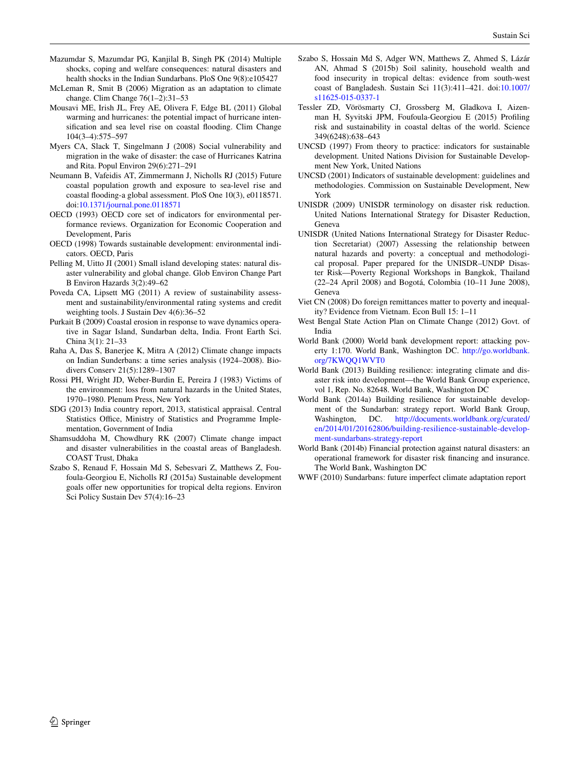Mazumdar S, Mazumdar PG, Kanjilal B, Singh PK (2014) Multiple shocks, coping and welfare consequences: natural disasters and health shocks in the Indian Sundarbans. PloS One 9(8):e105427

McLeman R, Smit B (2006) Migration as an adaptation to climate change. Clim Change 76(1–2):31–53

Mousavi ME, Irish JL, Frey AE, Olivera F, Edge BL (2011) Global warming and hurricanes: the potential impact of hurricane intensification and sea level rise on coastal flooding. Clim Change 104(3–4):575–597

Myers CA, Slack T, Singelmann J (2008) Social vulnerability and migration in the wake of disaster: the case of Hurricanes Katrina and Rita. Popul Environ 29(6):271–291

Neumann B, Vafeidis AT, Zimmermann J, Nicholls RJ (2015) Future coastal population growth and exposure to sea-level rise and coastal flooding-a global assessment. PloS One 10(3), e0118571. doi:10.1371/journal.pone.0118571

OECD (1993) OECD core set of indicators for environmental performance reviews. Organization for Economic Cooperation and Development, Paris

OECD (1998) Towards sustainable development: environmental indicators. OECD, Paris

Pelling M, Uitto JI (2001) Small island developing states: natural disaster vulnerability and global change. Glob Environ Change Part B Environ Hazards 3(2):49–62

Poveda CA, Lipsett MG (2011) A review of sustainability assessment and sustainability/environmental rating systems and credit weighting tools. J Sustain Dev 4(6):36–52

Purkait B (2009) Coastal erosion in response to wave dynamics operative in Sagar Island, Sundarban delta, India. Front Earth Sci. China 3(1): 21–33

Raha A, Das S, Banerjee K, Mitra A (2012) Climate change impacts on Indian Sunderbans: a time series analysis (1924–2008). Biodivers Conserv 21(5):1289–1307

Rossi PH, Wright JD, Weber-Burdin E, Pereira J (1983) Victims of the environment: loss from natural hazards in the United States, 1970–1980. Plenum Press, New York

SDG (2013) India country report, 2013, statistical appraisal. Central Statistics Office, Ministry of Statistics and Programme Implementation, Government of India

Shamsuddoha M, Chowdhury RK (2007) Climate change impact and disaster vulnerabilities in the coastal areas of Bangladesh. COAST Trust, Dhaka

Szabo S, Renaud F, Hossain Md S, Sebesvari Z, Matthews Z, Foufoula-Georgiou E, Nicholls RJ (2015a) Sustainable development goals offer new opportunities for tropical delta regions. Environ Sci Policy Sustain Dev 57(4):16–23

Szabo S, Hossain Md S, Adger WN, Matthews Z, Ahmed S, Lázár AN, Ahmad S (2015b) Soil salinity, household wealth and food insecurity in tropical deltas: evidence from south-west coast of Bangladesh. Sustain Sci 11(3):411–421. doi:10.1007/s11625-015-0337-1

Tessler ZD, Vörösmarty CJ, Grossberg M, Gladkova I, Aizenman H, Syvitski JPM, Foufoula-Georgiou E (2015) Profiling risk and sustainability in coastal deltas of the world. Science 349(6248):638–643

UNCSD (1997) From theory to practice: indicators for sustainable development. United Nations Division for Sustainable Development New York, United Nations

UNCSD (2001) Indicators of sustainable development: guidelines and methodologies. Commission on Sustainable Development, New York

UNISDR (2009) UNISDR terminology on disaster risk reduction. United Nations International Strategy for Disaster Reduction, Geneva

UNISDR (United Nations International Strategy for Disaster Reduction Secretariat) (2007) Assessing the relationship between natural hazards and poverty: a conceptual and methodological proposal. Paper prepared for the UNISDR–UNDP Disaster Risk—Poverty Regional Workshops in Bangkok, Thailand (22–24 April 2008) and Bogotá, Colombia (10–11 June 2008), Geneva

Viet CN (2008) Do foreign remittances matter to poverty and inequality? Evidence from Vietnam. Econ Bull 15: 1–11

West Bengal State Action Plan on Climate Change (2012) Govt. of India

World Bank (2000) World bank development report: attacking poverty 1:170. World Bank, Washington DC. http://go.worldbank.org/7KWQQ1WVT0

World Bank (2013) Building resilience: integrating climate and disaster risk into development—the World Bank Group experience, vol 1, Rep. No. 82648. World Bank, Washington DC

World Bank (2014a) Building resilience for sustainable development of the Sundarban: strategy report. World Bank Group, Washington, DC. http://documents.worldbank.org/curated/en/2014/01/20162806/building-resilience-sustainable-development-sundarbans-strategy-report

World Bank (2014b) Financial protection against natural disasters: an operational framework for disaster risk financing and insurance. The World Bank, Washington DC

WWF (2010) Sundarbans: future imperfect climate adaptation report